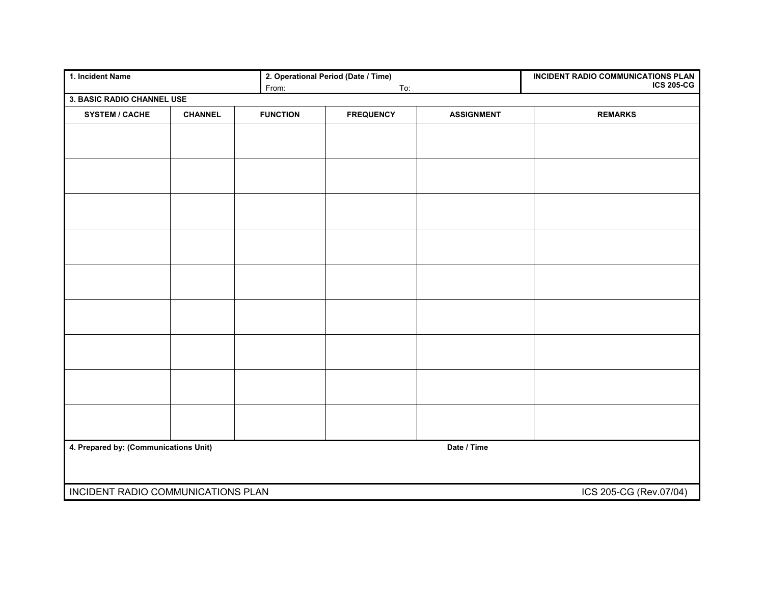| 1. Incident Name | 2. Operational Period (Date / Time) From: To: | INCIDENT RADIO COMMUNICATIONS PLAN ICS 205-CG |
|---|---|---|

**3. BASIC RADIO CHANNEL USE**

| SYSTEM / CACHE | CHANNEL | FUNCTION | FREQUENCY | ASSIGNMENT | REMARKS |
|---|---|---|---|---|---|
| | | | | | |
| | | | | | |
| | | | | | |
| | | | | | |
| | | | | | |
| | | | | | |
| | | | | | |
| | | | | | |
| | | | | |

| 4. Prepared by: (Communications Unit) | Date / Time |
|---|---|
| | |

INCIDENT RADIO COMMUNICATIONS PLAN — ICS 205-CG (Rev.07/04)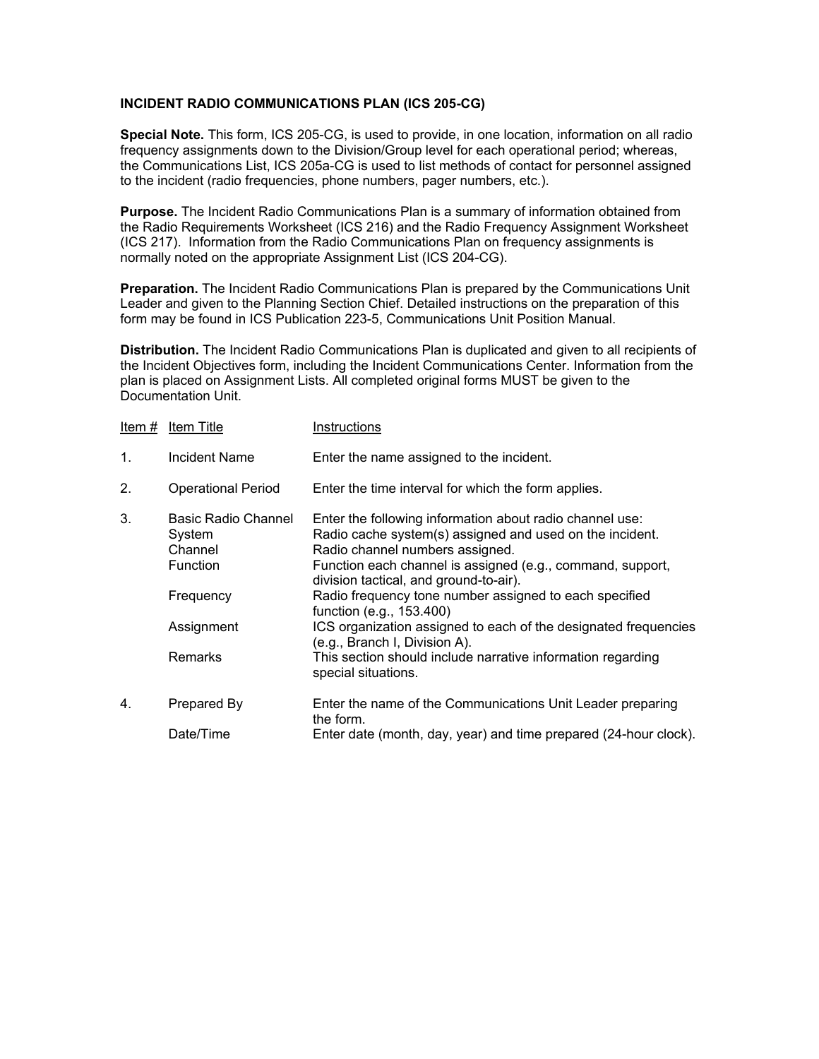**INCIDENT RADIO COMMUNICATIONS PLAN (ICS 205-CG)**

**Special Note.** This form, ICS 205-CG, is used to provide, in one location, information on all radio frequency assignments down to the Division/Group level for each operational period; whereas, the Communications List, ICS 205a-CG is used to list methods of contact for personnel assigned to the incident (radio frequencies, phone numbers, pager numbers, etc.).

**Purpose.** The Incident Radio Communications Plan is a summary of information obtained from the Radio Requirements Worksheet (ICS 216) and the Radio Frequency Assignment Worksheet (ICS 217). Information from the Radio Communications Plan on frequency assignments is normally noted on the appropriate Assignment List (ICS 204-CG).

**Preparation.** The Incident Radio Communications Plan is prepared by the Communications Unit Leader and given to the Planning Section Chief. Detailed instructions on the preparation of this form may be found in ICS Publication 223-5, Communications Unit Position Manual.

**Distribution.** The Incident Radio Communications Plan is duplicated and given to all recipients of the Incident Objectives form, including the Incident Communications Center. Information from the plan is placed on Assignment Lists. All completed original forms MUST be given to the Documentation Unit.

| Item # | Item Title | Instructions |
|---|---|---|
| 1. | Incident Name | Enter the name assigned to the incident. |
| 2. | Operational Period | Enter the time interval for which the form applies. |
| 3. | Basic Radio Channel | Enter the following information about radio channel use: |
| | System | Radio cache system(s) assigned and used on the incident. |
| | Channel | Radio channel numbers assigned. |
| | Function | Function each channel is assigned (e.g., command, support, division tactical, and ground-to-air). |
| | Frequency | Radio frequency tone number assigned to each specified function (e.g., 153.400) |
| | Assignment | ICS organization assigned to each of the designated frequencies (e.g., Branch I, Division A). |
| | Remarks | This section should include narrative information regarding special situations. |
| 4. | Prepared By | Enter the name of the Communications Unit Leader preparing the form. |
| | Date/Time | Enter date (month, day, year) and time prepared (24-hour clock). |